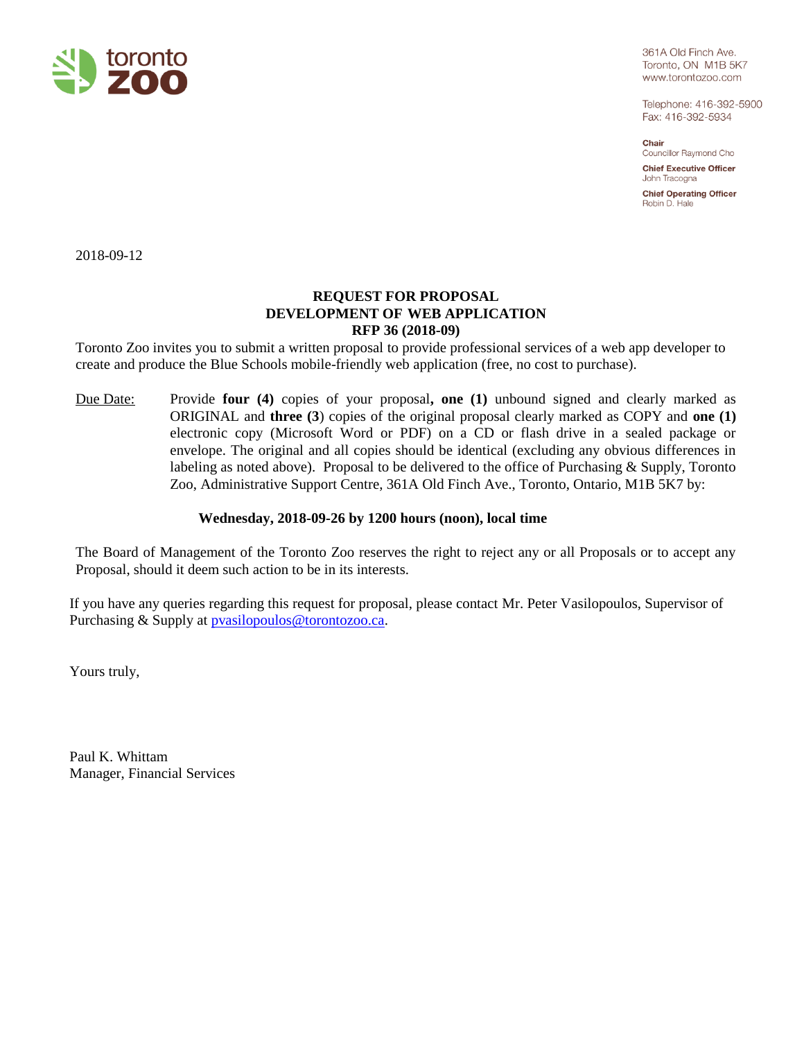toronto zoo

361A Old Finch Ave.
Toronto, ON M1B 5K7
www.torontozoo.com

Telephone: 416-392-5900
Fax: 416-392-5934

**Chair**
Councillor Raymond Cho

**Chief Executive Officer**
John Tracogna

**Chief Operating Officer**
Robin D. Hale

2018-09-12

**REQUEST FOR PROPOSAL**
**DEVELOPMENT OF WEB APPLICATION**
**RFP 36 (2018-09)**

Toronto Zoo invites you to submit a written proposal to provide professional services of a web app developer to create and produce the Blue Schools mobile-friendly web application (free, no cost to purchase).

Due Date: Provide **four (4)** copies of your proposal**, one (1)** unbound signed and clearly marked as ORIGINAL and **three (3**) copies of the original proposal clearly marked as COPY and **one (1)** electronic copy (Microsoft Word or PDF) on a CD or flash drive in a sealed package or envelope. The original and all copies should be identical (excluding any obvious differences in labeling as noted above). Proposal to be delivered to the office of Purchasing & Supply, Toronto Zoo, Administrative Support Centre, 361A Old Finch Ave., Toronto, Ontario, M1B 5K7 by:

**Wednesday, 2018-09-26 by 1200 hours (noon), local time**

The Board of Management of the Toronto Zoo reserves the right to reject any or all Proposals or to accept any Proposal, should it deem such action to be in its interests.

If you have any queries regarding this request for proposal, please contact Mr. Peter Vasilopoulos, Supervisor of Purchasing & Supply at pvasilopoulos@torontozoo.ca.

Yours truly,

Paul K. Whittam
Manager, Financial Services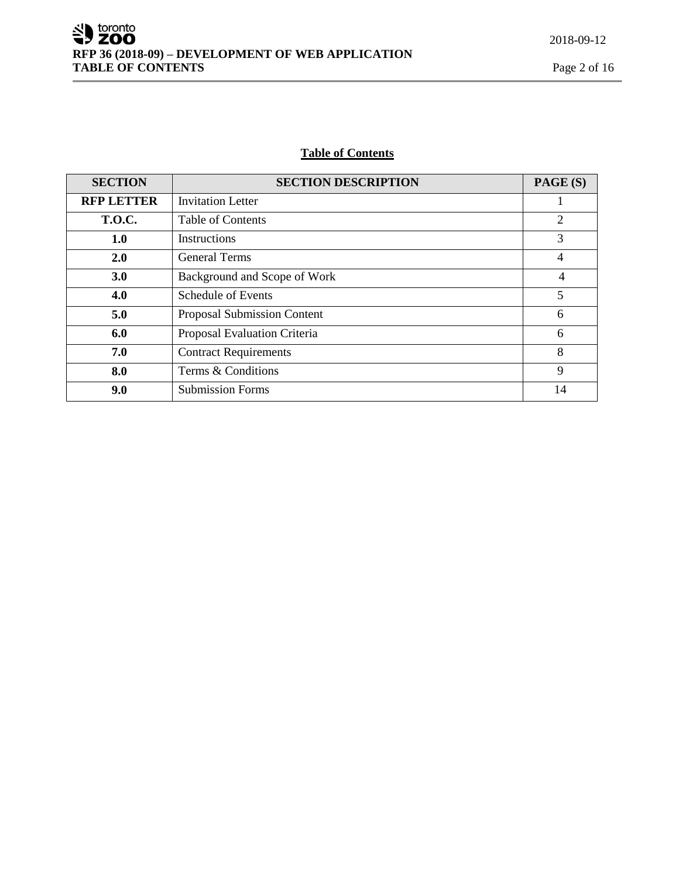**Table of Contents**

| SECTION | SECTION DESCRIPTION | PAGE (S) |
|---|---|---|
| **RFP LETTER** | Invitation Letter | 1 |
| **T.O.C.** | Table of Contents | 2 |
| **1.0** | Instructions | 3 |
| **2.0** | General Terms | 4 |
| **3.0** | Background and Scope of Work | 4 |
| **4.0** | Schedule of Events | 5 |
| **5.0** | Proposal Submission Content | 6 |
| **6.0** | Proposal Evaluation Criteria | 6 |
| **7.0** | Contract Requirements | 8 |
| **8.0** | Terms & Conditions | 9 |
| **9.0** | Submission Forms | 14 |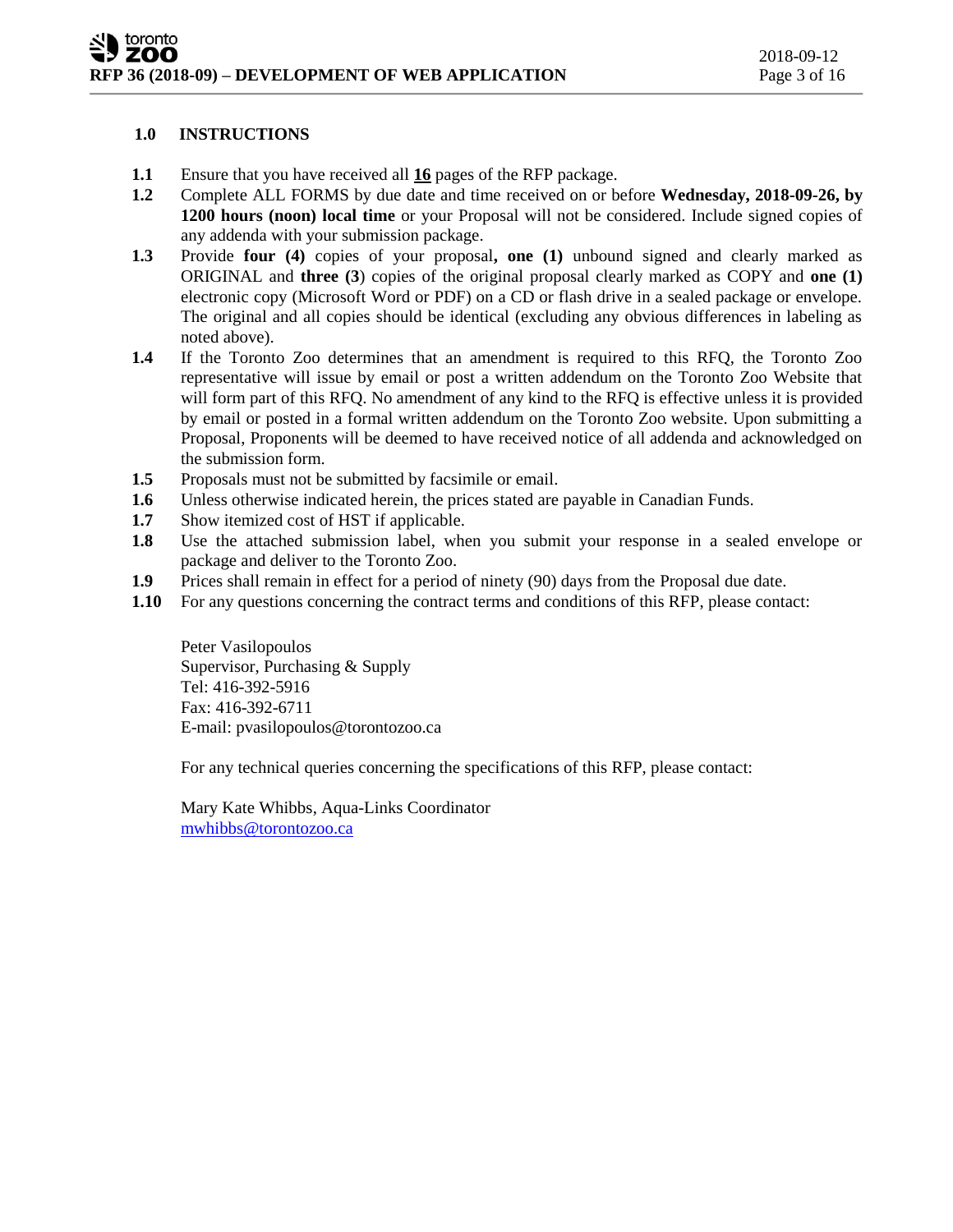## 1.0 INSTRUCTIONS

**1.1** Ensure that you have received all **16** pages of the RFP package.

**1.2** Complete ALL FORMS by due date and time received on or before **Wednesday, 2018-09-26, by 1200 hours (noon) local time** or your Proposal will not be considered. Include signed copies of any addenda with your submission package.

**1.3** Provide **four (4)** copies of your proposal**, one (1)** unbound signed and clearly marked as ORIGINAL and **three (3**) copies of the original proposal clearly marked as COPY and **one (1)** electronic copy (Microsoft Word or PDF) on a CD or flash drive in a sealed package or envelope. The original and all copies should be identical (excluding any obvious differences in labeling as noted above).

**1.4** If the Toronto Zoo determines that an amendment is required to this RFQ, the Toronto Zoo representative will issue by email or post a written addendum on the Toronto Zoo Website that will form part of this RFQ. No amendment of any kind to the RFQ is effective unless it is provided by email or posted in a formal written addendum on the Toronto Zoo website. Upon submitting a Proposal, Proponents will be deemed to have received notice of all addenda and acknowledged on the submission form.

**1.5** Proposals must not be submitted by facsimile or email.

**1.6** Unless otherwise indicated herein, the prices stated are payable in Canadian Funds.

**1.7** Show itemized cost of HST if applicable.

**1.8** Use the attached submission label, when you submit your response in a sealed envelope or package and deliver to the Toronto Zoo.

**1.9** Prices shall remain in effect for a period of ninety (90) days from the Proposal due date.

**1.10** For any questions concerning the contract terms and conditions of this RFP, please contact:

Peter Vasilopoulos
Supervisor, Purchasing & Supply
Tel: 416-392-5916
Fax: 416-392-6711
E-mail: pvasilopoulos@torontozoo.ca

For any technical queries concerning the specifications of this RFP, please contact:

Mary Kate Whibbs, Aqua-Links Coordinator
mwhibbs@torontozoo.ca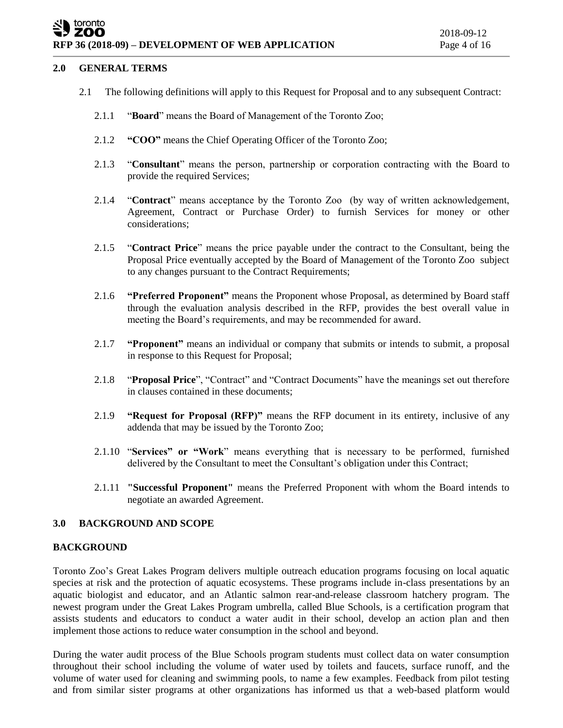## 2.0 GENERAL TERMS

2.1 The following definitions will apply to this Request for Proposal and to any subsequent Contract:

2.1.1 "**Board**" means the Board of Management of the Toronto Zoo;

2.1.2 **"COO"** means the Chief Operating Officer of the Toronto Zoo;

2.1.3 "**Consultant**" means the person, partnership or corporation contracting with the Board to provide the required Services;

2.1.4 "**Contract**" means acceptance by the Toronto Zoo (by way of written acknowledgement, Agreement, Contract or Purchase Order) to furnish Services for money or other considerations;

2.1.5 "**Contract Price**" means the price payable under the contract to the Consultant, being the Proposal Price eventually accepted by the Board of Management of the Toronto Zoo subject to any changes pursuant to the Contract Requirements;

2.1.6 **"Preferred Proponent"** means the Proponent whose Proposal, as determined by Board staff through the evaluation analysis described in the RFP, provides the best overall value in meeting the Board's requirements, and may be recommended for award.

2.1.7 **"Proponent"** means an individual or company that submits or intends to submit, a proposal in response to this Request for Proposal;

2.1.8 "**Proposal Price**", "Contract" and "Contract Documents" have the meanings set out therefore in clauses contained in these documents;

2.1.9 **"Request for Proposal (RFP)"** means the RFP document in its entirety, inclusive of any addenda that may be issued by the Toronto Zoo;

2.1.10 "**Services" or "Work**" means everything that is necessary to be performed, furnished delivered by the Consultant to meet the Consultant's obligation under this Contract;

2.1.11 **"Successful Proponent"** means the Preferred Proponent with whom the Board intends to negotiate an awarded Agreement.

## 3.0 BACKGROUND AND SCOPE

### BACKGROUND

Toronto Zoo's Great Lakes Program delivers multiple outreach education programs focusing on local aquatic species at risk and the protection of aquatic ecosystems. These programs include in-class presentations by an aquatic biologist and educator, and an Atlantic salmon rear-and-release classroom hatchery program. The newest program under the Great Lakes Program umbrella, called Blue Schools, is a certification program that assists students and educators to conduct a water audit in their school, develop an action plan and then implement those actions to reduce water consumption in the school and beyond.

During the water audit process of the Blue Schools program students must collect data on water consumption throughout their school including the volume of water used by toilets and faucets, surface runoff, and the volume of water used for cleaning and swimming pools, to name a few examples. Feedback from pilot testing and from similar sister programs at other organizations has informed us that a web-based platform would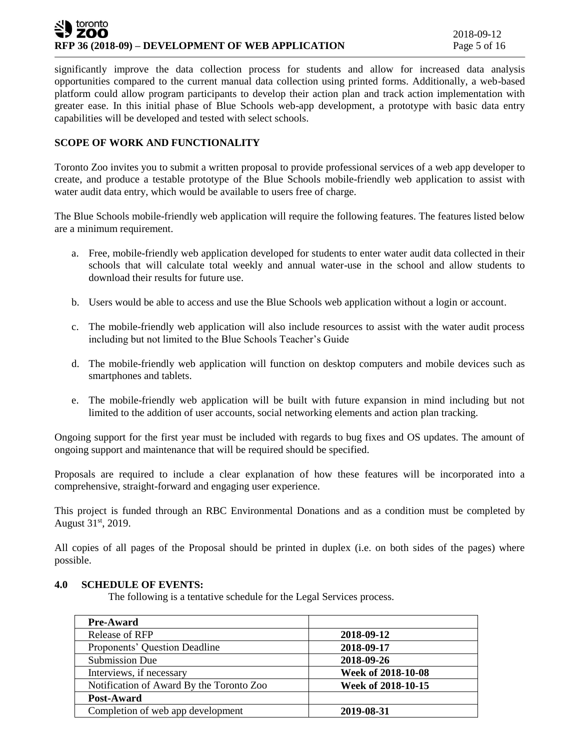significantly improve the data collection process for students and allow for increased data analysis opportunities compared to the current manual data collection using printed forms. Additionally, a web-based platform could allow program participants to develop their action plan and track action implementation with greater ease. In this initial phase of Blue Schools web-app development, a prototype with basic data entry capabilities will be developed and tested with select schools.

**SCOPE OF WORK AND FUNCTIONALITY**

Toronto Zoo invites you to submit a written proposal to provide professional services of a web app developer to create, and produce a testable prototype of the Blue Schools mobile-friendly web application to assist with water audit data entry, which would be available to users free of charge.

The Blue Schools mobile-friendly web application will require the following features. The features listed below are a minimum requirement.

a. Free, mobile-friendly web application developed for students to enter water audit data collected in their schools that will calculate total weekly and annual water-use in the school and allow students to download their results for future use.

b. Users would be able to access and use the Blue Schools web application without a login or account.

c. The mobile-friendly web application will also include resources to assist with the water audit process including but not limited to the Blue Schools Teacher's Guide

d. The mobile-friendly web application will function on desktop computers and mobile devices such as smartphones and tablets.

e. The mobile-friendly web application will be built with future expansion in mind including but not limited to the addition of user accounts, social networking elements and action plan tracking.

Ongoing support for the first year must be included with regards to bug fixes and OS updates. The amount of ongoing support and maintenance that will be required should be specified.

Proposals are required to include a clear explanation of how these features will be incorporated into a comprehensive, straight-forward and engaging user experience.

This project is funded through an RBC Environmental Donations and as a condition must be completed by August 31st, 2019.

All copies of all pages of the Proposal should be printed in duplex (i.e. on both sides of the pages) where possible.

## 4.0 SCHEDULE OF EVENTS:

The following is a tentative schedule for the Legal Services process.

| **Pre-Award** | |
|---|---|
| Release of RFP | **2018-09-12** |
| Proponents' Question Deadline | **2018-09-17** |
| Submission Due | **2018-09-26** |
| Interviews, if necessary | **Week of 2018-10-08** |
| Notification of Award By the Toronto Zoo | **Week of 2018-10-15** |
| **Post-Award** | |
| Completion of web app development | **2019-08-31** |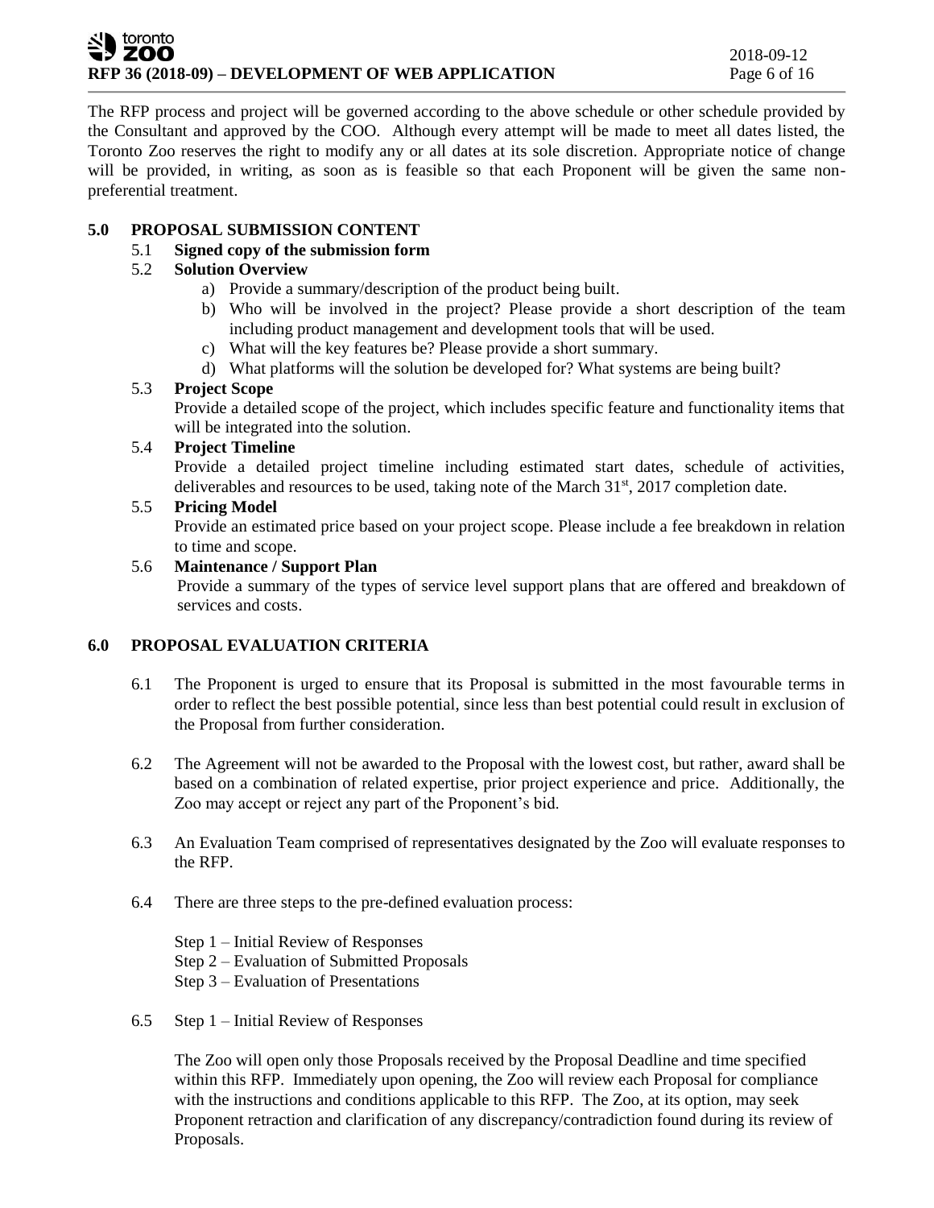The RFP process and project will be governed according to the above schedule or other schedule provided by the Consultant and approved by the COO. Although every attempt will be made to meet all dates listed, the Toronto Zoo reserves the right to modify any or all dates at its sole discretion. Appropriate notice of change will be provided, in writing, as soon as is feasible so that each Proponent will be given the same non-preferential treatment.

## 5.0 PROPOSAL SUBMISSION CONTENT

5.1 **Signed copy of the submission form**

5.2 **Solution Overview**

a) Provide a summary/description of the product being built.
b) Who will be involved in the project? Please provide a short description of the team including product management and development tools that will be used.
c) What will the key features be? Please provide a short summary.
d) What platforms will the solution be developed for? What systems are being built?

5.3 **Project Scope**

Provide a detailed scope of the project, which includes specific feature and functionality items that will be integrated into the solution.

5.4 **Project Timeline**

Provide a detailed project timeline including estimated start dates, schedule of activities, deliverables and resources to be used, taking note of the March 31st, 2017 completion date.

5.5 **Pricing Model**

Provide an estimated price based on your project scope. Please include a fee breakdown in relation to time and scope.

5.6 **Maintenance / Support Plan**

Provide a summary of the types of service level support plans that are offered and breakdown of services and costs.

## 6.0 PROPOSAL EVALUATION CRITERIA

6.1 The Proponent is urged to ensure that its Proposal is submitted in the most favourable terms in order to reflect the best possible potential, since less than best potential could result in exclusion of the Proposal from further consideration.

6.2 The Agreement will not be awarded to the Proposal with the lowest cost, but rather, award shall be based on a combination of related expertise, prior project experience and price. Additionally, the Zoo may accept or reject any part of the Proponent's bid.

6.3 An Evaluation Team comprised of representatives designated by the Zoo will evaluate responses to the RFP.

6.4 There are three steps to the pre-defined evaluation process:

Step 1 – Initial Review of Responses
Step 2 – Evaluation of Submitted Proposals
Step 3 – Evaluation of Presentations

6.5 Step 1 – Initial Review of Responses

The Zoo will open only those Proposals received by the Proposal Deadline and time specified within this RFP. Immediately upon opening, the Zoo will review each Proposal for compliance with the instructions and conditions applicable to this RFP. The Zoo, at its option, may seek Proponent retraction and clarification of any discrepancy/contradiction found during its review of Proposals.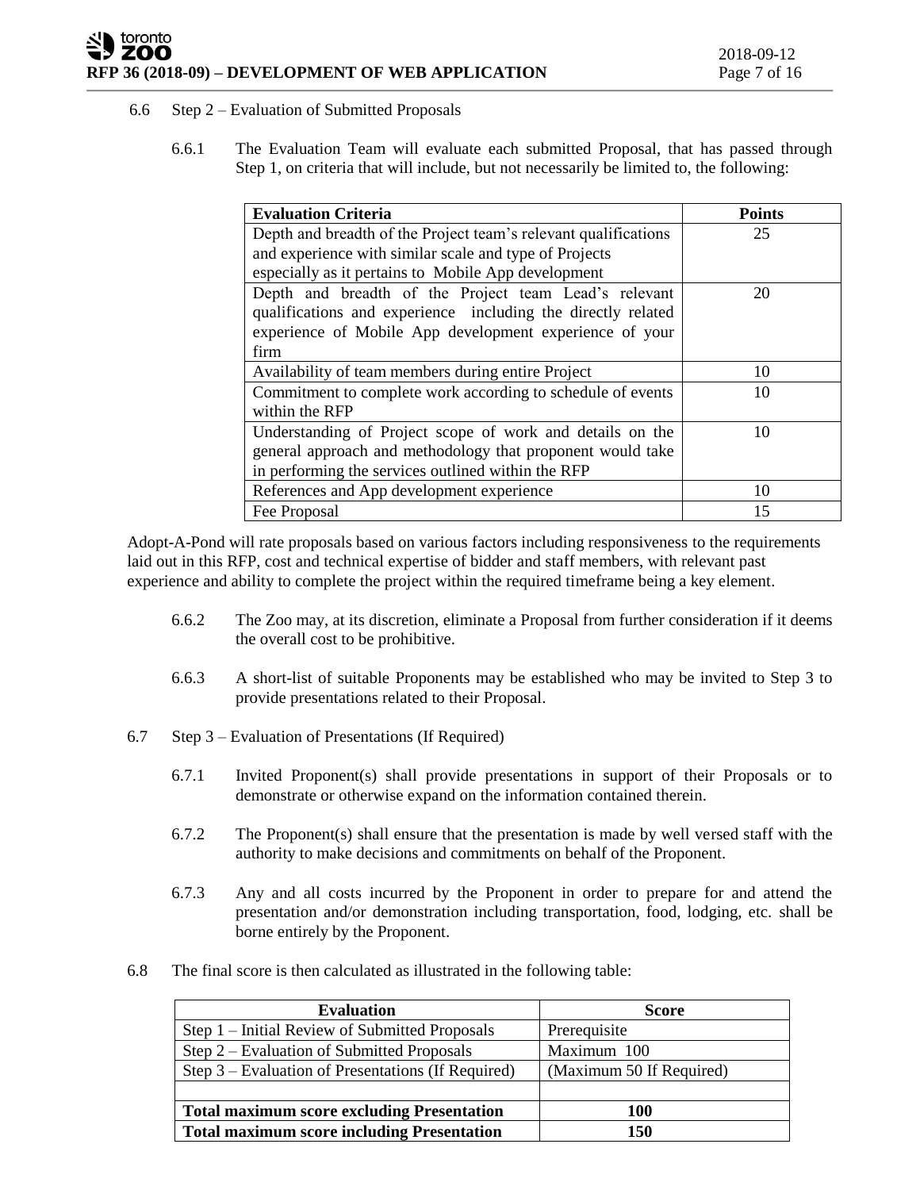6.6 Step 2 – Evaluation of Submitted Proposals

6.6.1 The Evaluation Team will evaluate each submitted Proposal, that has passed through Step 1, on criteria that will include, but not necessarily be limited to, the following:

| Evaluation Criteria | Points |
|---|---|
| Depth and breadth of the Project team's relevant qualifications and experience with similar scale and type of Projects especially as it pertains to Mobile App development | 25 |
| Depth and breadth of the Project team Lead's relevant qualifications and experience including the directly related experience of Mobile App development experience of your firm | 20 |
| Availability of team members during entire Project | 10 |
| Commitment to complete work according to schedule of events within the RFP | 10 |
| Understanding of Project scope of work and details on the general approach and methodology that proponent would take in performing the services outlined within the RFP | 10 |
| References and App development experience | 10 |
| Fee Proposal | 15 |

Adopt-A-Pond will rate proposals based on various factors including responsiveness to the requirements laid out in this RFP, cost and technical expertise of bidder and staff members, with relevant past experience and ability to complete the project within the required timeframe being a key element.

6.6.2 The Zoo may, at its discretion, eliminate a Proposal from further consideration if it deems the overall cost to be prohibitive.

6.6.3 A short-list of suitable Proponents may be established who may be invited to Step 3 to provide presentations related to their Proposal.

6.7 Step 3 – Evaluation of Presentations (If Required)

6.7.1 Invited Proponent(s) shall provide presentations in support of their Proposals or to demonstrate or otherwise expand on the information contained therein.

6.7.2 The Proponent(s) shall ensure that the presentation is made by well versed staff with the authority to make decisions and commitments on behalf of the Proponent.

6.7.3 Any and all costs incurred by the Proponent in order to prepare for and attend the presentation and/or demonstration including transportation, food, lodging, etc. shall be borne entirely by the Proponent.

6.8 The final score is then calculated as illustrated in the following table:

| Evaluation | Score |
|---|---|
| Step 1 – Initial Review of Submitted Proposals | Prerequisite |
| Step 2 – Evaluation of Submitted Proposals | Maximum 100 |
| Step 3 – Evaluation of Presentations (If Required) | (Maximum 50 If Required) |
| | |
| **Total maximum score excluding Presentation** | **100** |
| **Total maximum score including Presentation** | **150** |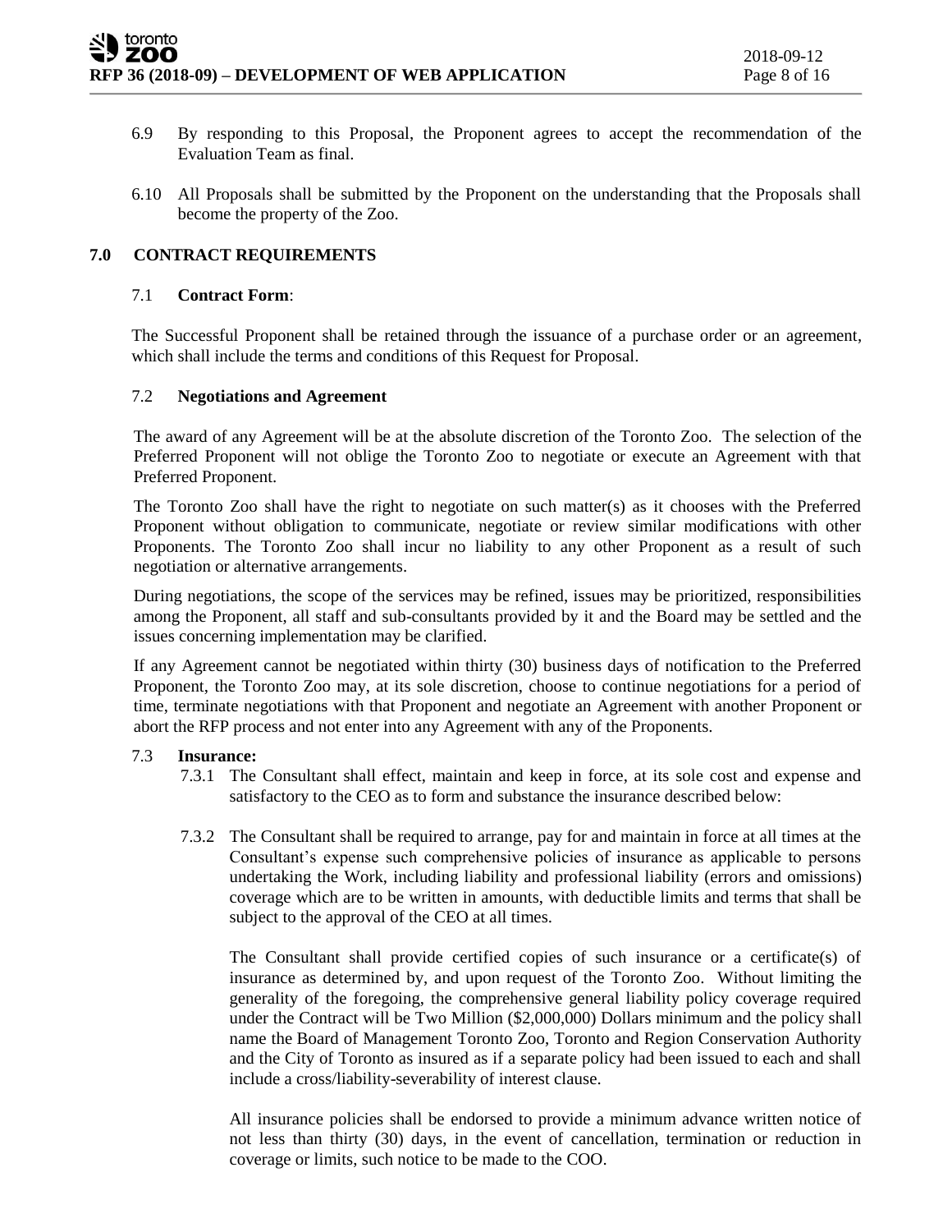6.9 By responding to this Proposal, the Proponent agrees to accept the recommendation of the Evaluation Team as final.

6.10 All Proposals shall be submitted by the Proponent on the understanding that the Proposals shall become the property of the Zoo.

## 7.0 CONTRACT REQUIREMENTS

### 7.1 **Contract Form**:

The Successful Proponent shall be retained through the issuance of a purchase order or an agreement, which shall include the terms and conditions of this Request for Proposal.

### 7.2 **Negotiations and Agreement**

The award of any Agreement will be at the absolute discretion of the Toronto Zoo. The selection of the Preferred Proponent will not oblige the Toronto Zoo to negotiate or execute an Agreement with that Preferred Proponent.

The Toronto Zoo shall have the right to negotiate on such matter(s) as it chooses with the Preferred Proponent without obligation to communicate, negotiate or review similar modifications with other Proponents. The Toronto Zoo shall incur no liability to any other Proponent as a result of such negotiation or alternative arrangements.

During negotiations, the scope of the services may be refined, issues may be prioritized, responsibilities among the Proponent, all staff and sub-consultants provided by it and the Board may be settled and the issues concerning implementation may be clarified.

If any Agreement cannot be negotiated within thirty (30) business days of notification to the Preferred Proponent, the Toronto Zoo may, at its sole discretion, choose to continue negotiations for a period of time, terminate negotiations with that Proponent and negotiate an Agreement with another Proponent or abort the RFP process and not enter into any Agreement with any of the Proponents.

### 7.3 **Insurance:**

7.3.1 The Consultant shall effect, maintain and keep in force, at its sole cost and expense and satisfactory to the CEO as to form and substance the insurance described below:

7.3.2 The Consultant shall be required to arrange, pay for and maintain in force at all times at the Consultant's expense such comprehensive policies of insurance as applicable to persons undertaking the Work, including liability and professional liability (errors and omissions) coverage which are to be written in amounts, with deductible limits and terms that shall be subject to the approval of the CEO at all times.

The Consultant shall provide certified copies of such insurance or a certificate(s) of insurance as determined by, and upon request of the Toronto Zoo. Without limiting the generality of the foregoing, the comprehensive general liability policy coverage required under the Contract will be Two Million ($2,000,000) Dollars minimum and the policy shall name the Board of Management Toronto Zoo, Toronto and Region Conservation Authority and the City of Toronto as insured as if a separate policy had been issued to each and shall include a cross/liability-severability of interest clause.

All insurance policies shall be endorsed to provide a minimum advance written notice of not less than thirty (30) days, in the event of cancellation, termination or reduction in coverage or limits, such notice to be made to the COO.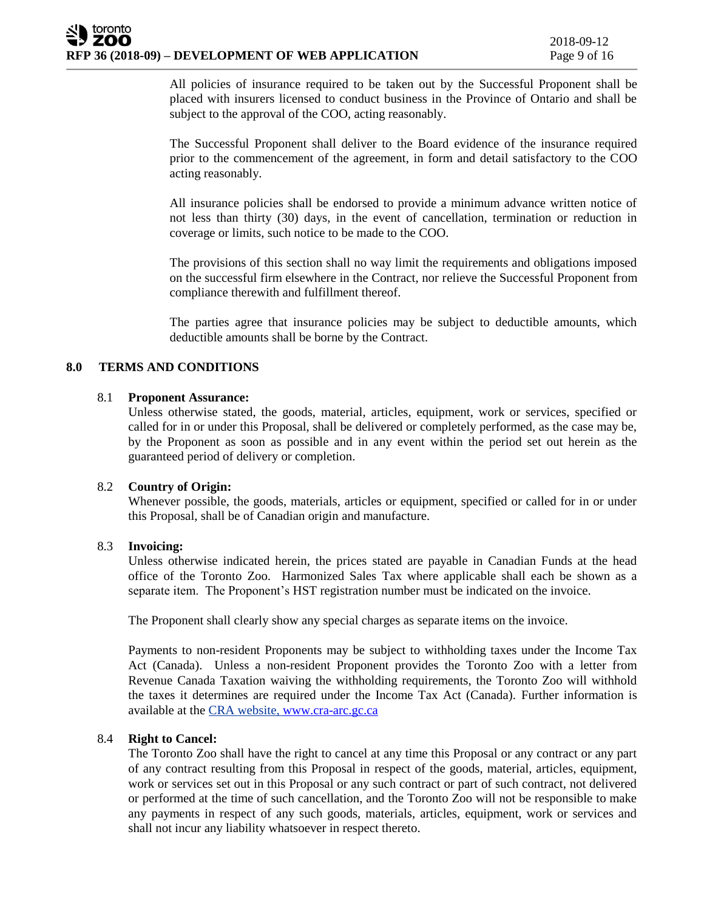All policies of insurance required to be taken out by the Successful Proponent shall be placed with insurers licensed to conduct business in the Province of Ontario and shall be subject to the approval of the COO, acting reasonably.

The Successful Proponent shall deliver to the Board evidence of the insurance required prior to the commencement of the agreement, in form and detail satisfactory to the COO acting reasonably.

All insurance policies shall be endorsed to provide a minimum advance written notice of not less than thirty (30) days, in the event of cancellation, termination or reduction in coverage or limits, such notice to be made to the COO.

The provisions of this section shall no way limit the requirements and obligations imposed on the successful firm elsewhere in the Contract, nor relieve the Successful Proponent from compliance therewith and fulfillment thereof.

The parties agree that insurance policies may be subject to deductible amounts, which deductible amounts shall be borne by the Contract.

## 8.0 TERMS AND CONDITIONS

### 8.1 Proponent Assurance:

Unless otherwise stated, the goods, material, articles, equipment, work or services, specified or called for in or under this Proposal, shall be delivered or completely performed, as the case may be, by the Proponent as soon as possible and in any event within the period set out herein as the guaranteed period of delivery or completion.

### 8.2 Country of Origin:

Whenever possible, the goods, materials, articles or equipment, specified or called for in or under this Proposal, shall be of Canadian origin and manufacture.

### 8.3 Invoicing:

Unless otherwise indicated herein, the prices stated are payable in Canadian Funds at the head office of the Toronto Zoo. Harmonized Sales Tax where applicable shall each be shown as a separate item. The Proponent's HST registration number must be indicated on the invoice.

The Proponent shall clearly show any special charges as separate items on the invoice.

Payments to non-resident Proponents may be subject to withholding taxes under the Income Tax Act (Canada). Unless a non-resident Proponent provides the Toronto Zoo with a letter from Revenue Canada Taxation waiving the withholding requirements, the Toronto Zoo will withhold the taxes it determines are required under the Income Tax Act (Canada). Further information is available at the [CRA website, www.cra-arc.gc.ca](http://www.cra-arc.gc.ca)

### 8.4 Right to Cancel:

The Toronto Zoo shall have the right to cancel at any time this Proposal or any contract or any part of any contract resulting from this Proposal in respect of the goods, material, articles, equipment, work or services set out in this Proposal or any such contract or part of such contract, not delivered or performed at the time of such cancellation, and the Toronto Zoo will not be responsible to make any payments in respect of any such goods, materials, articles, equipment, work or services and shall not incur any liability whatsoever in respect thereto.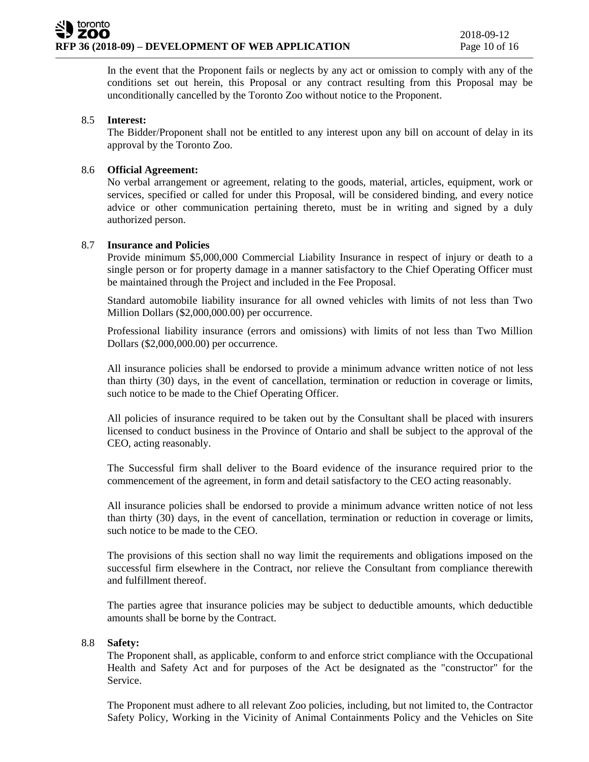In the event that the Proponent fails or neglects by any act or omission to comply with any of the conditions set out herein, this Proposal or any contract resulting from this Proposal may be unconditionally cancelled by the Toronto Zoo without notice to the Proponent.

8.5 **Interest:**

The Bidder/Proponent shall not be entitled to any interest upon any bill on account of delay in its approval by the Toronto Zoo.

8.6 **Official Agreement:**

No verbal arrangement or agreement, relating to the goods, material, articles, equipment, work or services, specified or called for under this Proposal, will be considered binding, and every notice advice or other communication pertaining thereto, must be in writing and signed by a duly authorized person.

8.7 **Insurance and Policies**

Provide minimum $5,000,000 Commercial Liability Insurance in respect of injury or death to a single person or for property damage in a manner satisfactory to the Chief Operating Officer must be maintained through the Project and included in the Fee Proposal.

Standard automobile liability insurance for all owned vehicles with limits of not less than Two Million Dollars ($2,000,000.00) per occurrence.

Professional liability insurance (errors and omissions) with limits of not less than Two Million Dollars ($2,000,000.00) per occurrence.

All insurance policies shall be endorsed to provide a minimum advance written notice of not less than thirty (30) days, in the event of cancellation, termination or reduction in coverage or limits, such notice to be made to the Chief Operating Officer.

All policies of insurance required to be taken out by the Consultant shall be placed with insurers licensed to conduct business in the Province of Ontario and shall be subject to the approval of the CEO, acting reasonably.

The Successful firm shall deliver to the Board evidence of the insurance required prior to the commencement of the agreement, in form and detail satisfactory to the CEO acting reasonably.

All insurance policies shall be endorsed to provide a minimum advance written notice of not less than thirty (30) days, in the event of cancellation, termination or reduction in coverage or limits, such notice to be made to the CEO.

The provisions of this section shall no way limit the requirements and obligations imposed on the successful firm elsewhere in the Contract, nor relieve the Consultant from compliance therewith and fulfillment thereof.

The parties agree that insurance policies may be subject to deductible amounts, which deductible amounts shall be borne by the Contract.

8.8 **Safety:**

The Proponent shall, as applicable, conform to and enforce strict compliance with the Occupational Health and Safety Act and for purposes of the Act be designated as the "constructor" for the Service.

The Proponent must adhere to all relevant Zoo policies, including, but not limited to, the Contractor Safety Policy, Working in the Vicinity of Animal Containments Policy and the Vehicles on Site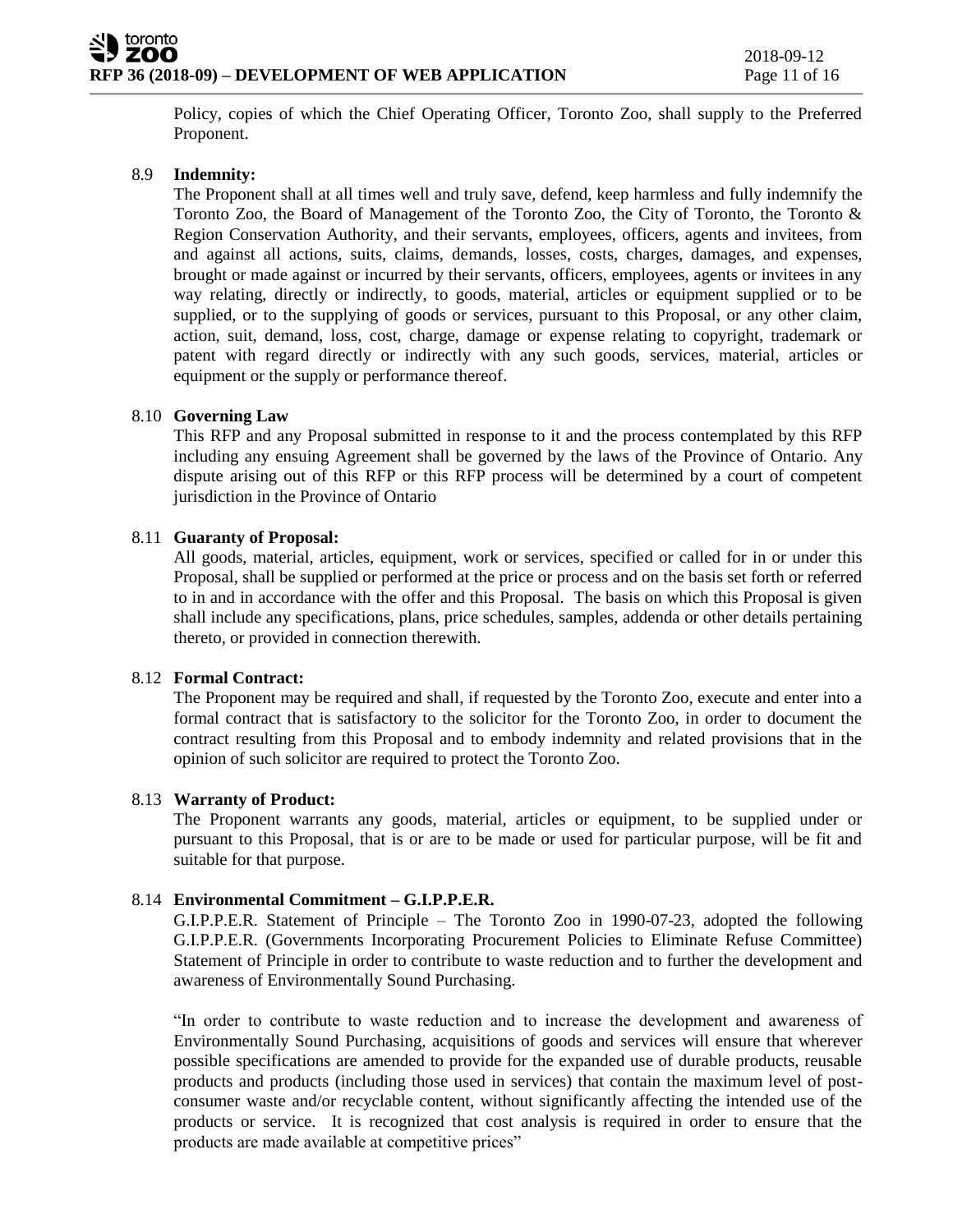Policy, copies of which the Chief Operating Officer, Toronto Zoo, shall supply to the Preferred Proponent.

8.9 **Indemnity:**

The Proponent shall at all times well and truly save, defend, keep harmless and fully indemnify the Toronto Zoo, the Board of Management of the Toronto Zoo, the City of Toronto, the Toronto & Region Conservation Authority, and their servants, employees, officers, agents and invitees, from and against all actions, suits, claims, demands, losses, costs, charges, damages, and expenses, brought or made against or incurred by their servants, officers, employees, agents or invitees in any way relating, directly or indirectly, to goods, material, articles or equipment supplied or to be supplied, or to the supplying of goods or services, pursuant to this Proposal, or any other claim, action, suit, demand, loss, cost, charge, damage or expense relating to copyright, trademark or patent with regard directly or indirectly with any such goods, services, material, articles or equipment or the supply or performance thereof.

8.10 **Governing Law**

This RFP and any Proposal submitted in response to it and the process contemplated by this RFP including any ensuing Agreement shall be governed by the laws of the Province of Ontario. Any dispute arising out of this RFP or this RFP process will be determined by a court of competent jurisdiction in the Province of Ontario

8.11 **Guaranty of Proposal:**

All goods, material, articles, equipment, work or services, specified or called for in or under this Proposal, shall be supplied or performed at the price or process and on the basis set forth or referred to in and in accordance with the offer and this Proposal. The basis on which this Proposal is given shall include any specifications, plans, price schedules, samples, addenda or other details pertaining thereto, or provided in connection therewith.

8.12 **Formal Contract:**

The Proponent may be required and shall, if requested by the Toronto Zoo, execute and enter into a formal contract that is satisfactory to the solicitor for the Toronto Zoo, in order to document the contract resulting from this Proposal and to embody indemnity and related provisions that in the opinion of such solicitor are required to protect the Toronto Zoo.

8.13 **Warranty of Product:**

The Proponent warrants any goods, material, articles or equipment, to be supplied under or pursuant to this Proposal, that is or are to be made or used for particular purpose, will be fit and suitable for that purpose.

8.14 **Environmental Commitment – G.I.P.P.E.R.**

G.I.P.P.E.R. Statement of Principle – The Toronto Zoo in 1990-07-23, adopted the following G.I.P.P.E.R. (Governments Incorporating Procurement Policies to Eliminate Refuse Committee) Statement of Principle in order to contribute to waste reduction and to further the development and awareness of Environmentally Sound Purchasing.

"In order to contribute to waste reduction and to increase the development and awareness of Environmentally Sound Purchasing, acquisitions of goods and services will ensure that wherever possible specifications are amended to provide for the expanded use of durable products, reusable products and products (including those used in services) that contain the maximum level of post-consumer waste and/or recyclable content, without significantly affecting the intended use of the products or service. It is recognized that cost analysis is required in order to ensure that the products are made available at competitive prices"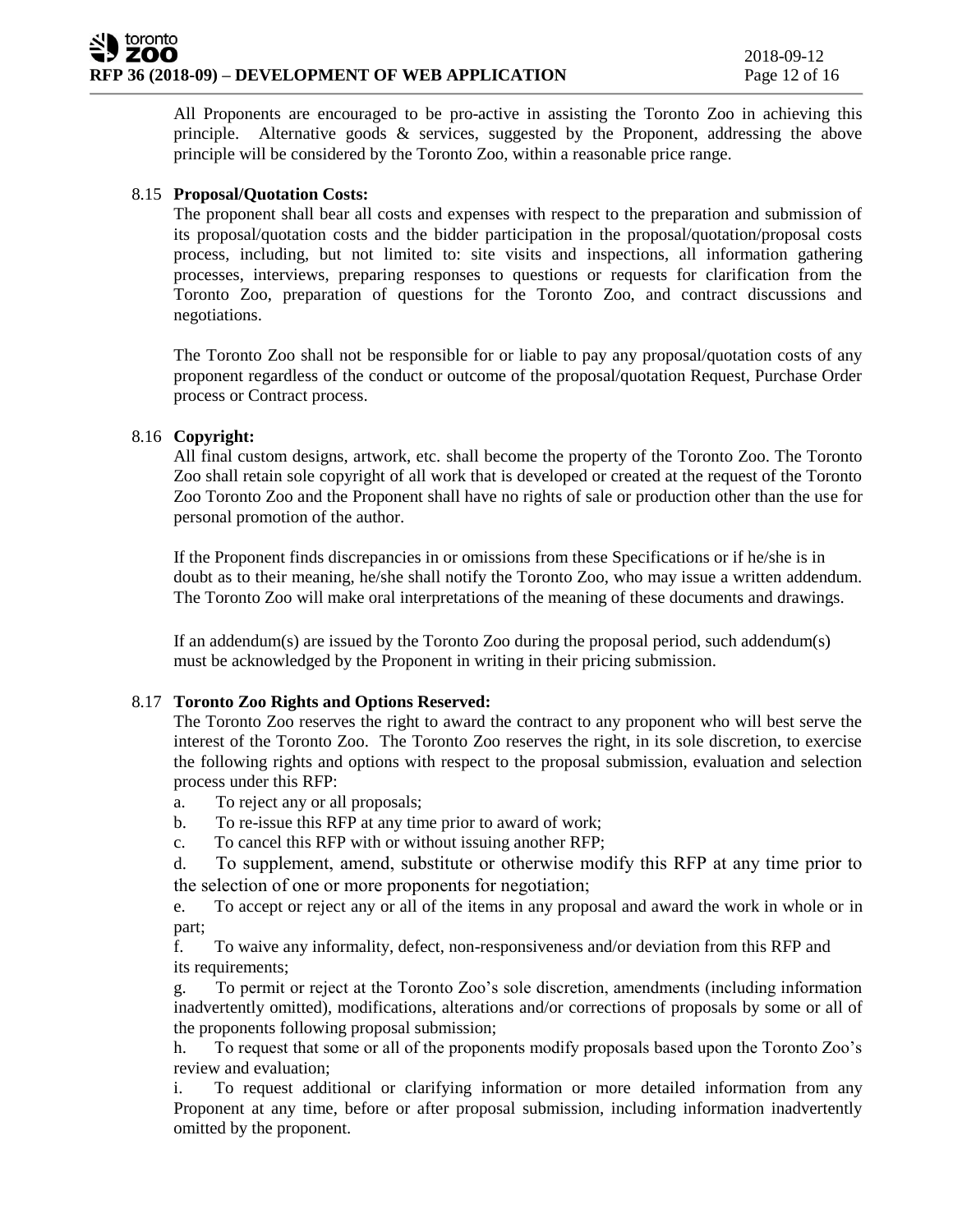All Proponents are encouraged to be pro-active in assisting the Toronto Zoo in achieving this principle. Alternative goods & services, suggested by the Proponent, addressing the above principle will be considered by the Toronto Zoo, within a reasonable price range.

8.15 **Proposal/Quotation Costs:**

The proponent shall bear all costs and expenses with respect to the preparation and submission of its proposal/quotation costs and the bidder participation in the proposal/quotation/proposal costs process, including, but not limited to: site visits and inspections, all information gathering processes, interviews, preparing responses to questions or requests for clarification from the Toronto Zoo, preparation of questions for the Toronto Zoo, and contract discussions and negotiations.

The Toronto Zoo shall not be responsible for or liable to pay any proposal/quotation costs of any proponent regardless of the conduct or outcome of the proposal/quotation Request, Purchase Order process or Contract process.

8.16 **Copyright:**

All final custom designs, artwork, etc. shall become the property of the Toronto Zoo. The Toronto Zoo shall retain sole copyright of all work that is developed or created at the request of the Toronto Zoo Toronto Zoo and the Proponent shall have no rights of sale or production other than the use for personal promotion of the author.

If the Proponent finds discrepancies in or omissions from these Specifications or if he/she is in doubt as to their meaning, he/she shall notify the Toronto Zoo, who may issue a written addendum. The Toronto Zoo will make oral interpretations of the meaning of these documents and drawings.

If an addendum(s) are issued by the Toronto Zoo during the proposal period, such addendum(s) must be acknowledged by the Proponent in writing in their pricing submission.

8.17 **Toronto Zoo Rights and Options Reserved:**

The Toronto Zoo reserves the right to award the contract to any proponent who will best serve the interest of the Toronto Zoo. The Toronto Zoo reserves the right, in its sole discretion, to exercise the following rights and options with respect to the proposal submission, evaluation and selection process under this RFP:

a. To reject any or all proposals;

b. To re-issue this RFP at any time prior to award of work;

c. To cancel this RFP with or without issuing another RFP;

d. To supplement, amend, substitute or otherwise modify this RFP at any time prior to the selection of one or more proponents for negotiation;

e. To accept or reject any or all of the items in any proposal and award the work in whole or in part;

f. To waive any informality, defect, non-responsiveness and/or deviation from this RFP and its requirements;

g. To permit or reject at the Toronto Zoo's sole discretion, amendments (including information inadvertently omitted), modifications, alterations and/or corrections of proposals by some or all of the proponents following proposal submission;

h. To request that some or all of the proponents modify proposals based upon the Toronto Zoo's review and evaluation;

i. To request additional or clarifying information or more detailed information from any Proponent at any time, before or after proposal submission, including information inadvertently omitted by the proponent.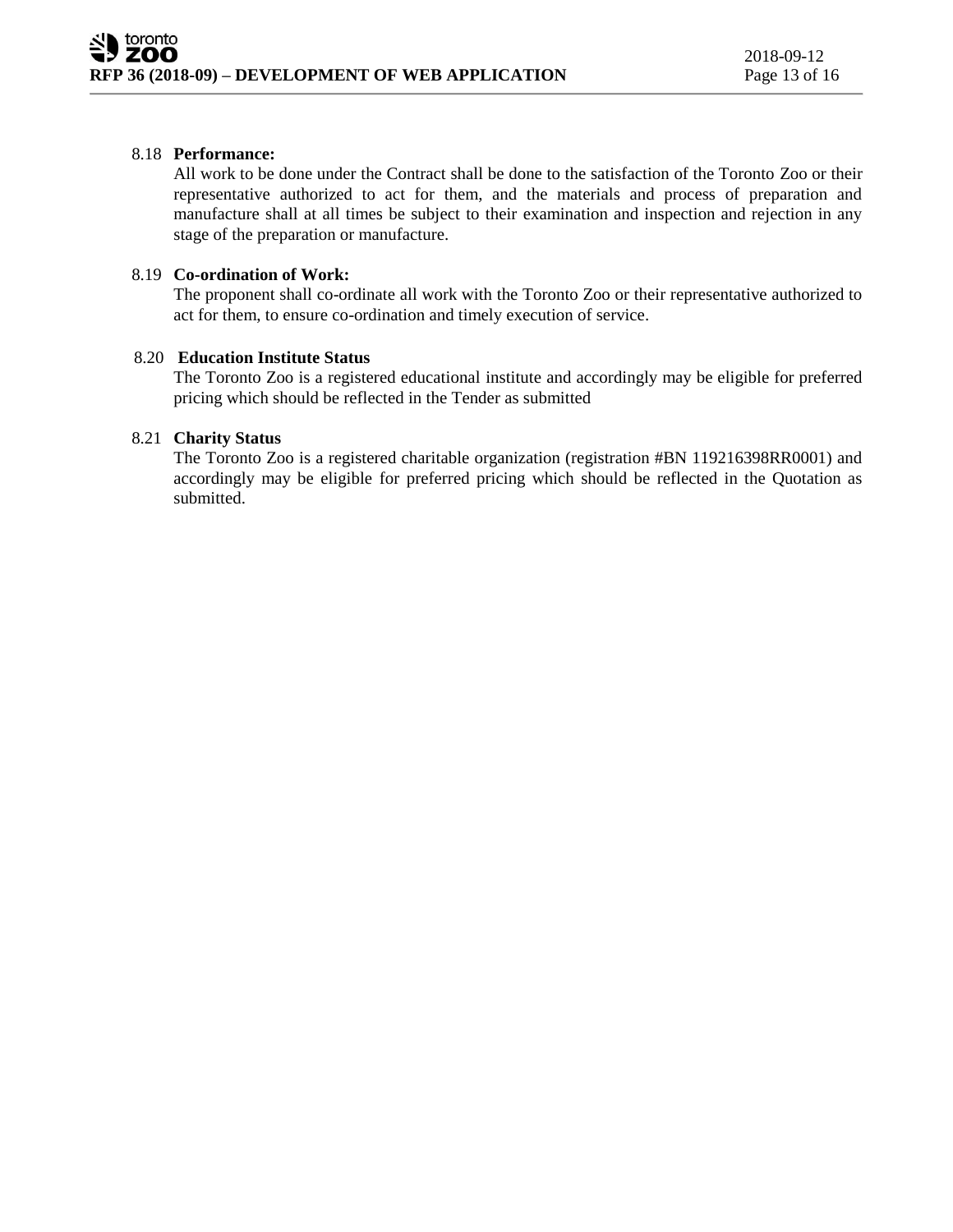8.18 **Performance:**

All work to be done under the Contract shall be done to the satisfaction of the Toronto Zoo or their representative authorized to act for them, and the materials and process of preparation and manufacture shall at all times be subject to their examination and inspection and rejection in any stage of the preparation or manufacture.

8.19 **Co-ordination of Work:**

The proponent shall co-ordinate all work with the Toronto Zoo or their representative authorized to act for them, to ensure co-ordination and timely execution of service.

8.20 **Education Institute Status**

The Toronto Zoo is a registered educational institute and accordingly may be eligible for preferred pricing which should be reflected in the Tender as submitted

8.21 **Charity Status**

The Toronto Zoo is a registered charitable organization (registration #BN 119216398RR0001) and accordingly may be eligible for preferred pricing which should be reflected in the Quotation as submitted.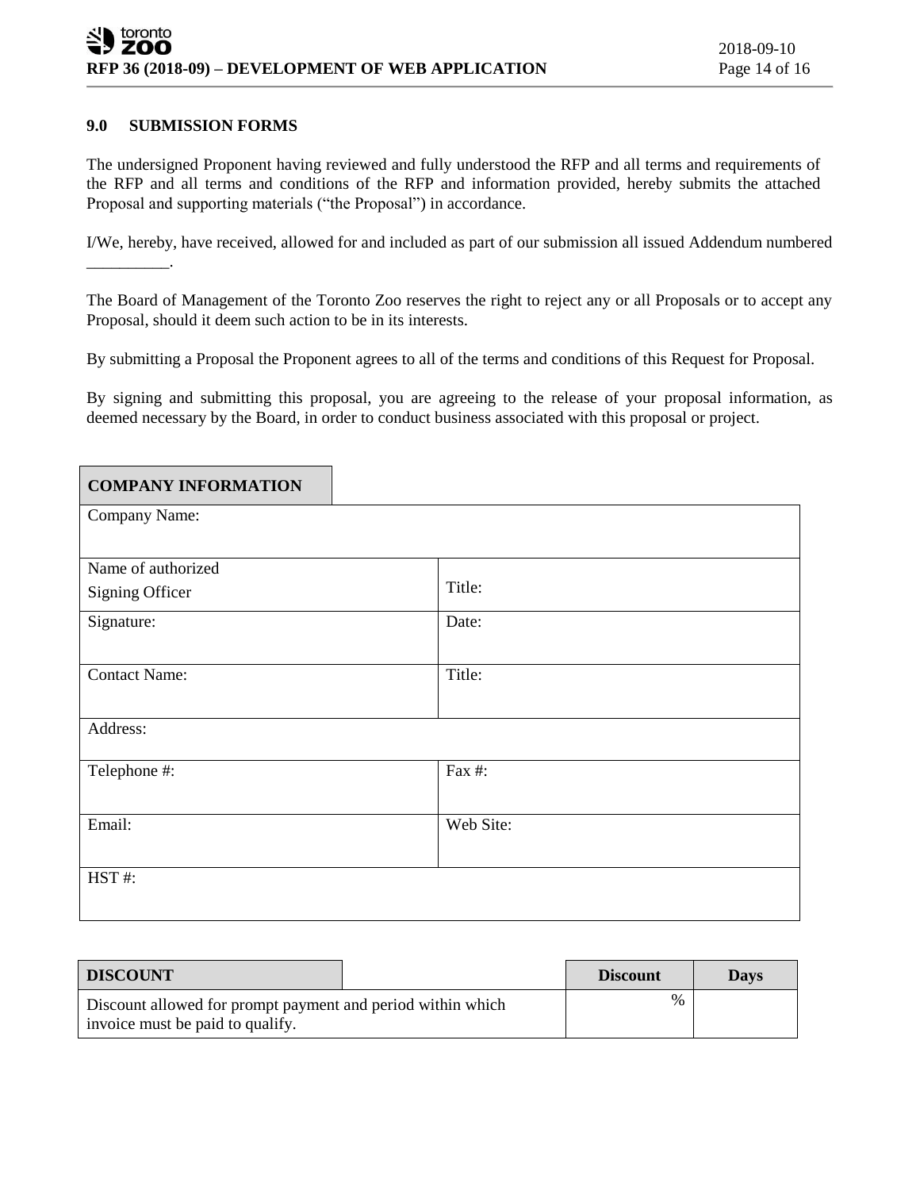## 9.0 SUBMISSION FORMS

The undersigned Proponent having reviewed and fully understood the RFP and all terms and requirements of the RFP and all terms and conditions of the RFP and information provided, hereby submits the attached Proposal and supporting materials ("the Proposal") in accordance.

I/We, hereby, have received, allowed for and included as part of our submission all issued Addendum numbered __________.

The Board of Management of the Toronto Zoo reserves the right to reject any or all Proposals or to accept any Proposal, should it deem such action to be in its interests.

By submitting a Proposal the Proponent agrees to all of the terms and conditions of this Request for Proposal.

By signing and submitting this proposal, you are agreeing to the release of your proposal information, as deemed necessary by the Board, in order to conduct business associated with this proposal or project.

| **COMPANY INFORMATION** | |
|---|---|
| Company Name: | |
| Name of authorized Signing Officer | Title: |
| Signature: | Date: |
| Contact Name: | Title: |
| Address: | |
| Telephone #: | Fax #: |
| Email: | Web Site: |
| HST #: | |

| **DISCOUNT** | **Discount** | **Days** |
|---|---|---|
| Discount allowed for prompt payment and period within which invoice must be paid to qualify. | % | |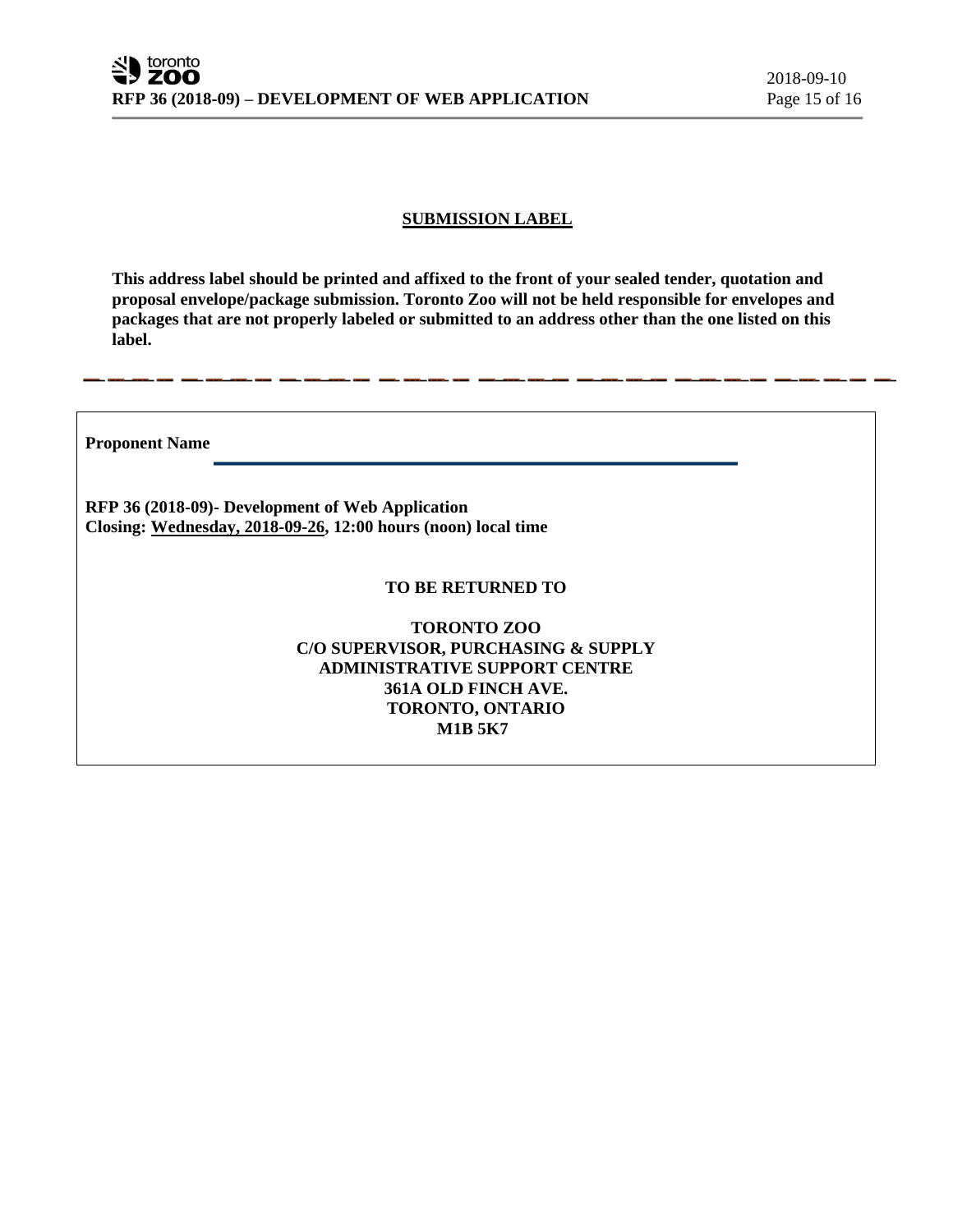**SUBMISSION LABEL**

**This address label should be printed and affixed to the front of your sealed tender, quotation and proposal envelope/package submission. Toronto Zoo will not be held responsible for envelopes and packages that are not properly labeled or submitted to an address other than the one listed on this label.**

**Proponent Name** \_\_\_\_\_\_\_\_\_\_\_\_\_\_\_\_\_\_\_\_\_\_\_\_\_\_\_\_\_\_\_\_\_\_\_\_\_\_\_\_\_\_\_\_

**RFP 36 (2018-09)- Development of Web Application**
**Closing: Wednesday, 2018-09-26, 12:00 hours (noon) local time**

**TO BE RETURNED TO**

**TORONTO ZOO**
**C/O SUPERVISOR, PURCHASING & SUPPLY**
**ADMINISTRATIVE SUPPORT CENTRE**
**361A OLD FINCH AVE.**
**TORONTO, ONTARIO**
**M1B 5K7**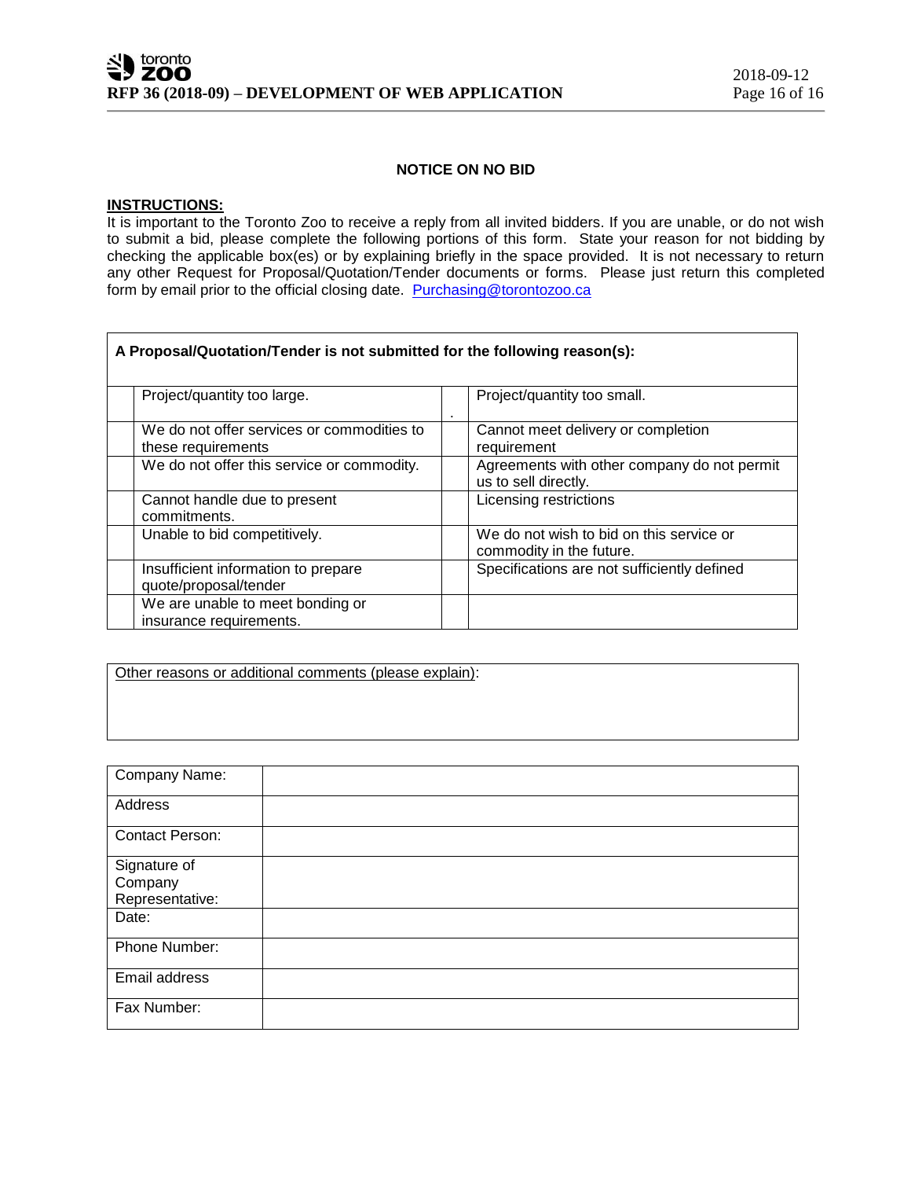**NOTICE ON NO BID**

**INSTRUCTIONS:**

It is important to the Toronto Zoo to receive a reply from all invited bidders. If you are unable, or do not wish to submit a bid, please complete the following portions of this form. State your reason for not bidding by checking the applicable box(es) or by explaining briefly in the space provided. It is not necessary to return any other Request for Proposal/Quotation/Tender documents or forms. Please just return this completed form by email prior to the official closing date. Purchasing@torontozoo.ca

**A Proposal/Quotation/Tender is not submitted for the following reason(s):**

| | | | |
|---|---|---|---|
| | Project/quantity too large. | . | Project/quantity too small. |
| | We do not offer services or commodities to these requirements | | Cannot meet delivery or completion requirement |
| | We do not offer this service or commodity. | | Agreements with other company do not permit us to sell directly. |
| | Cannot handle due to present commitments. | | Licensing restrictions |
| | Unable to bid competitively. | | We do not wish to bid on this service or commodity in the future. |
| | Insufficient information to prepare quote/proposal/tender | | Specifications are not sufficiently defined |
| | We are unable to meet bonding or insurance requirements. | | |

Other reasons or additional comments (please explain):

| | |
|---|---|
| Company Name: | |
| Address | |
| Contact Person: | |
| Signature of Company Representative: | |
| Date: | |
| Phone Number: | |
| Email address | |
| Fax Number: | |